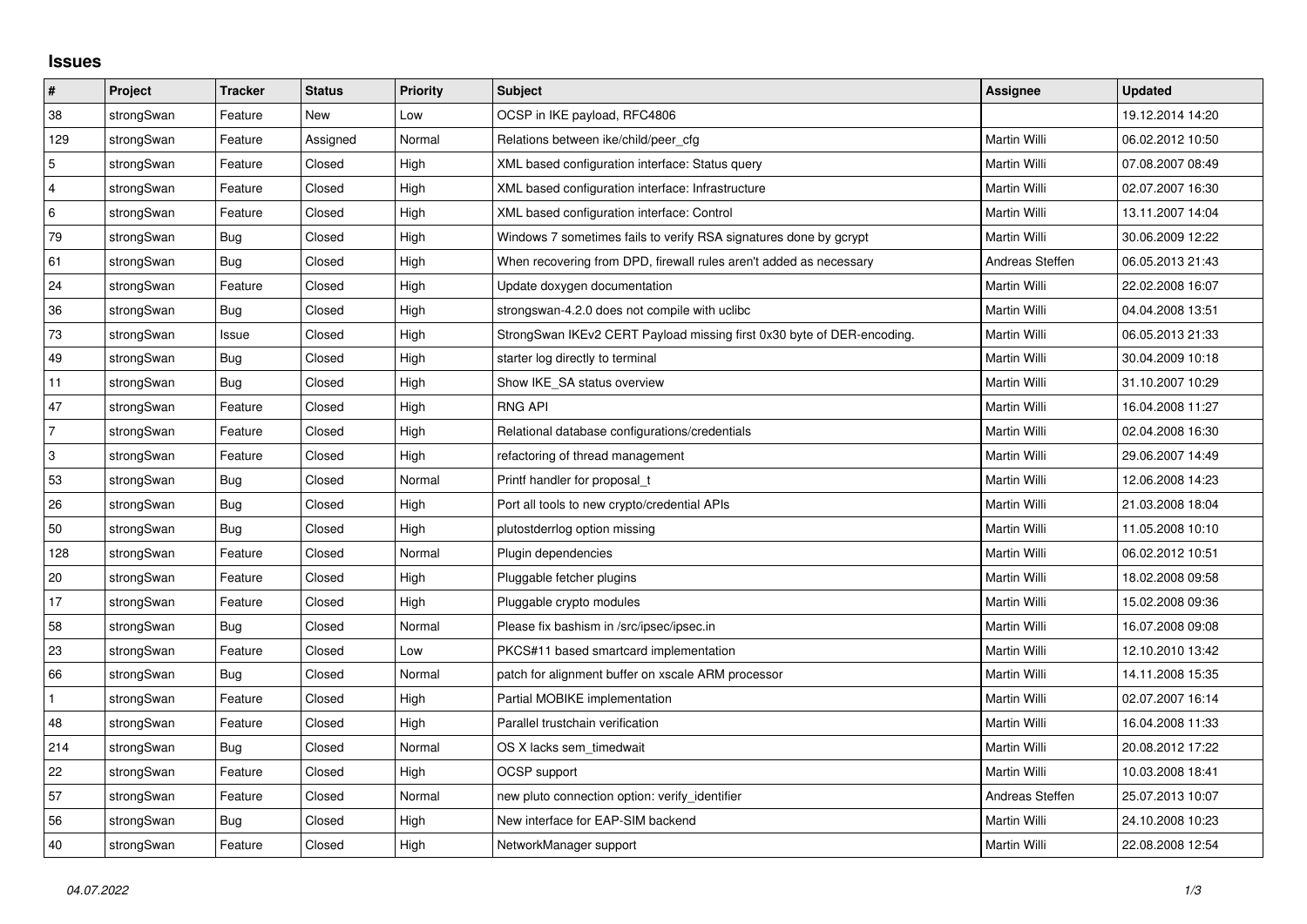## Issues

| # | Project | Tracker | Status | Priority | Subject | Assignee | Updated |
|---|---|---|---|---|---|---|---|
| 38 | strongSwan | Feature | New | Low | OCSP in IKE payload, RFC4806 | | 19.12.2014 14:20 |
| 129 | strongSwan | Feature | Assigned | Normal | Relations between ike/child/peer_cfg | Martin Willi | 06.02.2012 10:50 |
| 5 | strongSwan | Feature | Closed | High | XML based configuration interface: Status query | Martin Willi | 07.08.2007 08:49 |
| 4 | strongSwan | Feature | Closed | High | XML based configuration interface: Infrastructure | Martin Willi | 02.07.2007 16:30 |
| 6 | strongSwan | Feature | Closed | High | XML based configuration interface: Control | Martin Willi | 13.11.2007 14:04 |
| 79 | strongSwan | Bug | Closed | High | Windows 7 sometimes fails to verify RSA signatures done by gcrypt | Martin Willi | 30.06.2009 12:22 |
| 61 | strongSwan | Bug | Closed | High | When recovering from DPD, firewall rules aren't added as necessary | Andreas Steffen | 06.05.2013 21:43 |
| 24 | strongSwan | Feature | Closed | High | Update doxygen documentation | Martin Willi | 22.02.2008 16:07 |
| 36 | strongSwan | Bug | Closed | High | strongswan-4.2.0 does not compile with uclibc | Martin Willi | 04.04.2008 13:51 |
| 73 | strongSwan | Issue | Closed | High | StrongSwan IKEv2 CERT Payload missing first 0x30 byte of DER-encoding. | Martin Willi | 06.05.2013 21:33 |
| 49 | strongSwan | Bug | Closed | High | starter log directly to terminal | Martin Willi | 30.04.2009 10:18 |
| 11 | strongSwan | Bug | Closed | High | Show IKE_SA status overview | Martin Willi | 31.10.2007 10:29 |
| 47 | strongSwan | Feature | Closed | High | RNG API | Martin Willi | 16.04.2008 11:27 |
| 7 | strongSwan | Feature | Closed | High | Relational database configurations/credentials | Martin Willi | 02.04.2008 16:30 |
| 3 | strongSwan | Feature | Closed | High | refactoring of thread management | Martin Willi | 29.06.2007 14:49 |
| 53 | strongSwan | Bug | Closed | Normal | Printf handler for proposal_t | Martin Willi | 12.06.2008 14:23 |
| 26 | strongSwan | Bug | Closed | High | Port all tools to new crypto/credential APIs | Martin Willi | 21.03.2008 18:04 |
| 50 | strongSwan | Bug | Closed | High | plutostderrlog option missing | Martin Willi | 11.05.2008 10:10 |
| 128 | strongSwan | Feature | Closed | Normal | Plugin dependencies | Martin Willi | 06.02.2012 10:51 |
| 20 | strongSwan | Feature | Closed | High | Pluggable fetcher plugins | Martin Willi | 18.02.2008 09:58 |
| 17 | strongSwan | Feature | Closed | High | Pluggable crypto modules | Martin Willi | 15.02.2008 09:36 |
| 58 | strongSwan | Bug | Closed | Normal | Please fix bashism in /src/ipsec/ipsec.in | Martin Willi | 16.07.2008 09:08 |
| 23 | strongSwan | Feature | Closed | Low | PKCS#11 based smartcard implementation | Martin Willi | 12.10.2010 13:42 |
| 66 | strongSwan | Bug | Closed | Normal | patch for alignment buffer on xscale ARM processor | Martin Willi | 14.11.2008 15:35 |
| 1 | strongSwan | Feature | Closed | High | Partial MOBIKE implementation | Martin Willi | 02.07.2007 16:14 |
| 48 | strongSwan | Feature | Closed | High | Parallel trustchain verification | Martin Willi | 16.04.2008 11:33 |
| 214 | strongSwan | Bug | Closed | Normal | OS X lacks sem_timedwait | Martin Willi | 20.08.2012 17:22 |
| 22 | strongSwan | Feature | Closed | High | OCSP support | Martin Willi | 10.03.2008 18:41 |
| 57 | strongSwan | Feature | Closed | Normal | new pluto connection option: verify_identifier | Andreas Steffen | 25.07.2013 10:07 |
| 56 | strongSwan | Bug | Closed | High | New interface for EAP-SIM backend | Martin Willi | 24.10.2008 10:23 |
| 40 | strongSwan | Feature | Closed | High | NetworkManager support | Martin Willi | 22.08.2008 12:54 |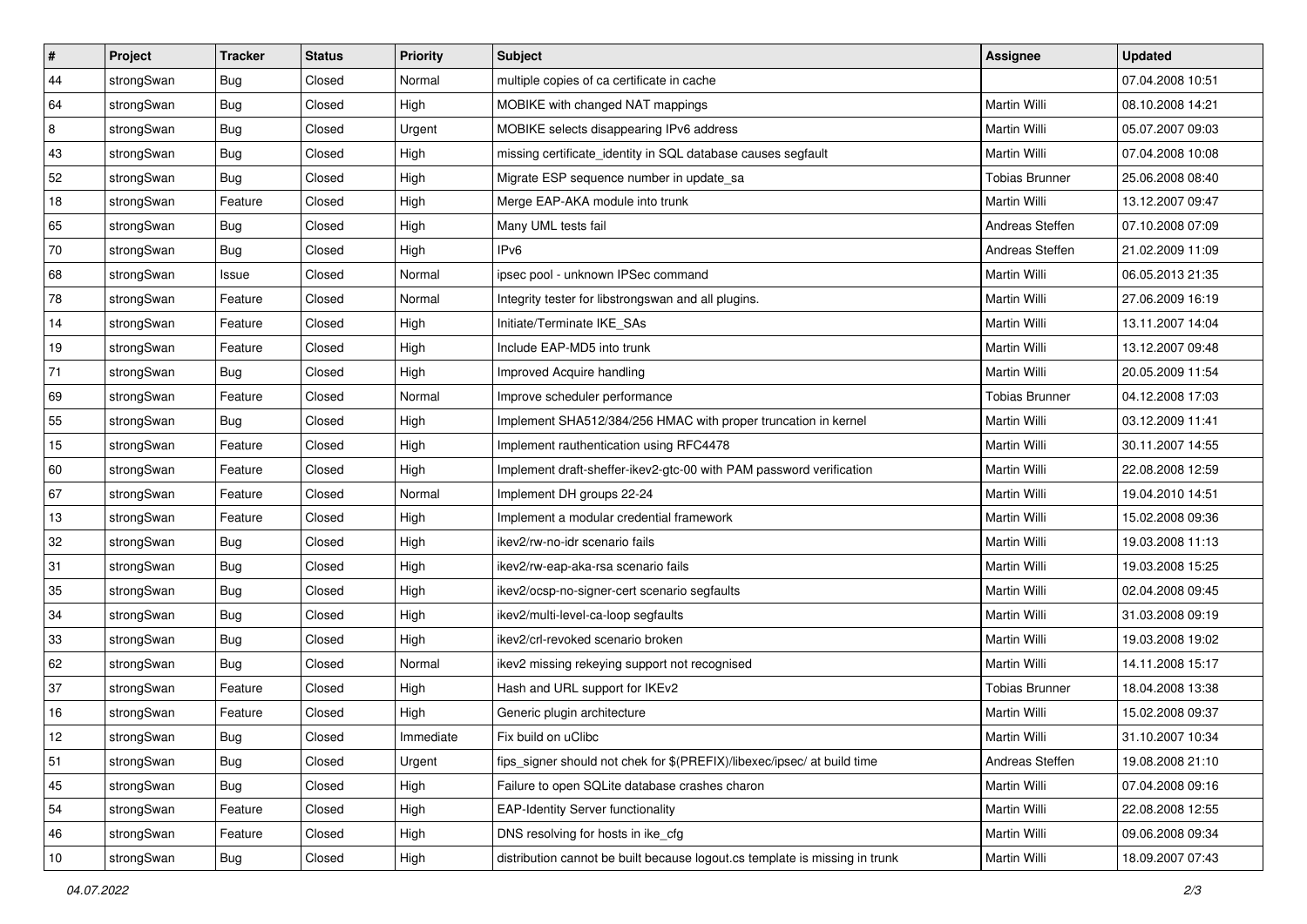| # | Project | Tracker | Status | Priority | Subject | Assignee | Updated |
|---|---|---|---|---|---|---|---|
| 44 | strongSwan | Bug | Closed | Normal | multiple copies of ca certificate in cache | | 07.04.2008 10:51 |
| 64 | strongSwan | Bug | Closed | High | MOBIKE with changed NAT mappings | Martin Willi | 08.10.2008 14:21 |
| 8 | strongSwan | Bug | Closed | Urgent | MOBIKE selects disappearing IPv6 address | Martin Willi | 05.07.2007 09:03 |
| 43 | strongSwan | Bug | Closed | High | missing certificate_identity in SQL database causes segfault | Martin Willi | 07.04.2008 10:08 |
| 52 | strongSwan | Bug | Closed | High | Migrate ESP sequence number in update_sa | Tobias Brunner | 25.06.2008 08:40 |
| 18 | strongSwan | Feature | Closed | High | Merge EAP-AKA module into trunk | Martin Willi | 13.12.2007 09:47 |
| 65 | strongSwan | Bug | Closed | High | Many UML tests fail | Andreas Steffen | 07.10.2008 07:09 |
| 70 | strongSwan | Bug | Closed | High | IPv6 | Andreas Steffen | 21.02.2009 11:09 |
| 68 | strongSwan | Issue | Closed | Normal | ipsec pool - unknown IPSec command | Martin Willi | 06.05.2013 21:35 |
| 78 | strongSwan | Feature | Closed | Normal | Integrity tester for libstrongswan and all plugins. | Martin Willi | 27.06.2009 16:19 |
| 14 | strongSwan | Feature | Closed | High | Initiate/Terminate IKE_SAs | Martin Willi | 13.11.2007 14:04 |
| 19 | strongSwan | Feature | Closed | High | Include EAP-MD5 into trunk | Martin Willi | 13.12.2007 09:48 |
| 71 | strongSwan | Bug | Closed | High | Improved Acquire handling | Martin Willi | 20.05.2009 11:54 |
| 69 | strongSwan | Feature | Closed | Normal | Improve scheduler performance | Tobias Brunner | 04.12.2008 17:03 |
| 55 | strongSwan | Bug | Closed | High | Implement SHA512/384/256 HMAC with proper truncation in kernel | Martin Willi | 03.12.2009 11:41 |
| 15 | strongSwan | Feature | Closed | High | Implement rauthentication using RFC4478 | Martin Willi | 30.11.2007 14:55 |
| 60 | strongSwan | Feature | Closed | High | Implement draft-sheffer-ikev2-gtc-00 with PAM password verification | Martin Willi | 22.08.2008 12:59 |
| 67 | strongSwan | Feature | Closed | Normal | Implement DH groups 22-24 | Martin Willi | 19.04.2010 14:51 |
| 13 | strongSwan | Feature | Closed | High | Implement a modular credential framework | Martin Willi | 15.02.2008 09:36 |
| 32 | strongSwan | Bug | Closed | High | ikev2/rw-no-idr scenario fails | Martin Willi | 19.03.2008 11:13 |
| 31 | strongSwan | Bug | Closed | High | ikev2/rw-eap-aka-rsa scenario fails | Martin Willi | 19.03.2008 15:25 |
| 35 | strongSwan | Bug | Closed | High | ikev2/ocsp-no-signer-cert scenario segfaults | Martin Willi | 02.04.2008 09:45 |
| 34 | strongSwan | Bug | Closed | High | ikev2/multi-level-ca-loop segfaults | Martin Willi | 31.03.2008 09:19 |
| 33 | strongSwan | Bug | Closed | High | ikev2/crl-revoked scenario broken | Martin Willi | 19.03.2008 19:02 |
| 62 | strongSwan | Bug | Closed | Normal | ikev2 missing rekeying support not recognised | Martin Willi | 14.11.2008 15:17 |
| 37 | strongSwan | Feature | Closed | High | Hash and URL support for IKEv2 | Tobias Brunner | 18.04.2008 13:38 |
| 16 | strongSwan | Feature | Closed | High | Generic plugin architecture | Martin Willi | 15.02.2008 09:37 |
| 12 | strongSwan | Bug | Closed | Immediate | Fix build on uClibc | Martin Willi | 31.10.2007 10:34 |
| 51 | strongSwan | Bug | Closed | Urgent | fips_signer should not chek for $(PREFIX)/libexec/ipsec/ at build time | Andreas Steffen | 19.08.2008 21:10 |
| 45 | strongSwan | Bug | Closed | High | Failure to open SQLite database crashes charon | Martin Willi | 07.04.2008 09:16 |
| 54 | strongSwan | Feature | Closed | High | EAP-Identity Server functionality | Martin Willi | 22.08.2008 12:55 |
| 46 | strongSwan | Feature | Closed | High | DNS resolving for hosts in ike_cfg | Martin Willi | 09.06.2008 09:34 |
| 10 | strongSwan | Bug | Closed | High | distribution cannot be built because logout.cs template is missing in trunk | Martin Willi | 18.09.2007 07:43 |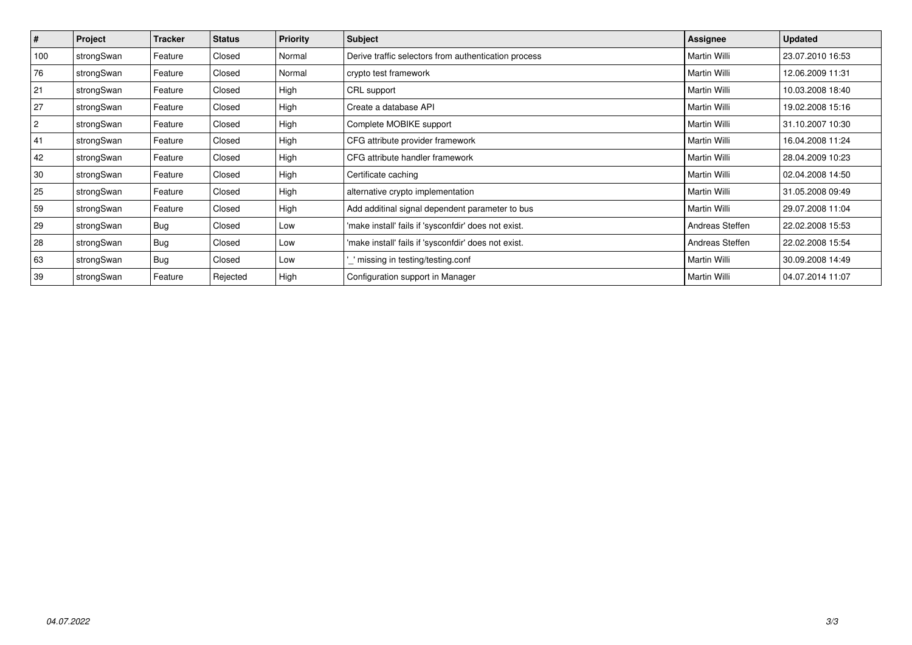| # | Project | Tracker | Status | Priority | Subject | Assignee | Updated |
| --- | --- | --- | --- | --- | --- | --- | --- |
| 100 | strongSwan | Feature | Closed | Normal | Derive traffic selectors from authentication process | Martin Willi | 23.07.2010 16:53 |
| 76 | strongSwan | Feature | Closed | Normal | crypto test framework | Martin Willi | 12.06.2009 11:31 |
| 21 | strongSwan | Feature | Closed | High | CRL support | Martin Willi | 10.03.2008 18:40 |
| 27 | strongSwan | Feature | Closed | High | Create a database API | Martin Willi | 19.02.2008 15:16 |
| 2 | strongSwan | Feature | Closed | High | Complete MOBIKE support | Martin Willi | 31.10.2007 10:30 |
| 41 | strongSwan | Feature | Closed | High | CFG attribute provider framework | Martin Willi | 16.04.2008 11:24 |
| 42 | strongSwan | Feature | Closed | High | CFG attribute handler framework | Martin Willi | 28.04.2009 10:23 |
| 30 | strongSwan | Feature | Closed | High | Certificate caching | Martin Willi | 02.04.2008 14:50 |
| 25 | strongSwan | Feature | Closed | High | alternative crypto implementation | Martin Willi | 31.05.2008 09:49 |
| 59 | strongSwan | Feature | Closed | High | Add additinal signal dependent parameter to bus | Martin Willi | 29.07.2008 11:04 |
| 29 | strongSwan | Bug | Closed | Low | 'make install' fails if 'sysconfdir' does not exist. | Andreas Steffen | 22.02.2008 15:53 |
| 28 | strongSwan | Bug | Closed | Low | 'make install' fails if 'sysconfdir' does not exist. | Andreas Steffen | 22.02.2008 15:54 |
| 63 | strongSwan | Bug | Closed | Low | '_' missing in testing/testing.conf | Martin Willi | 30.09.2008 14:49 |
| 39 | strongSwan | Feature | Rejected | High | Configuration support in Manager | Martin Willi | 04.07.2014 11:07 |